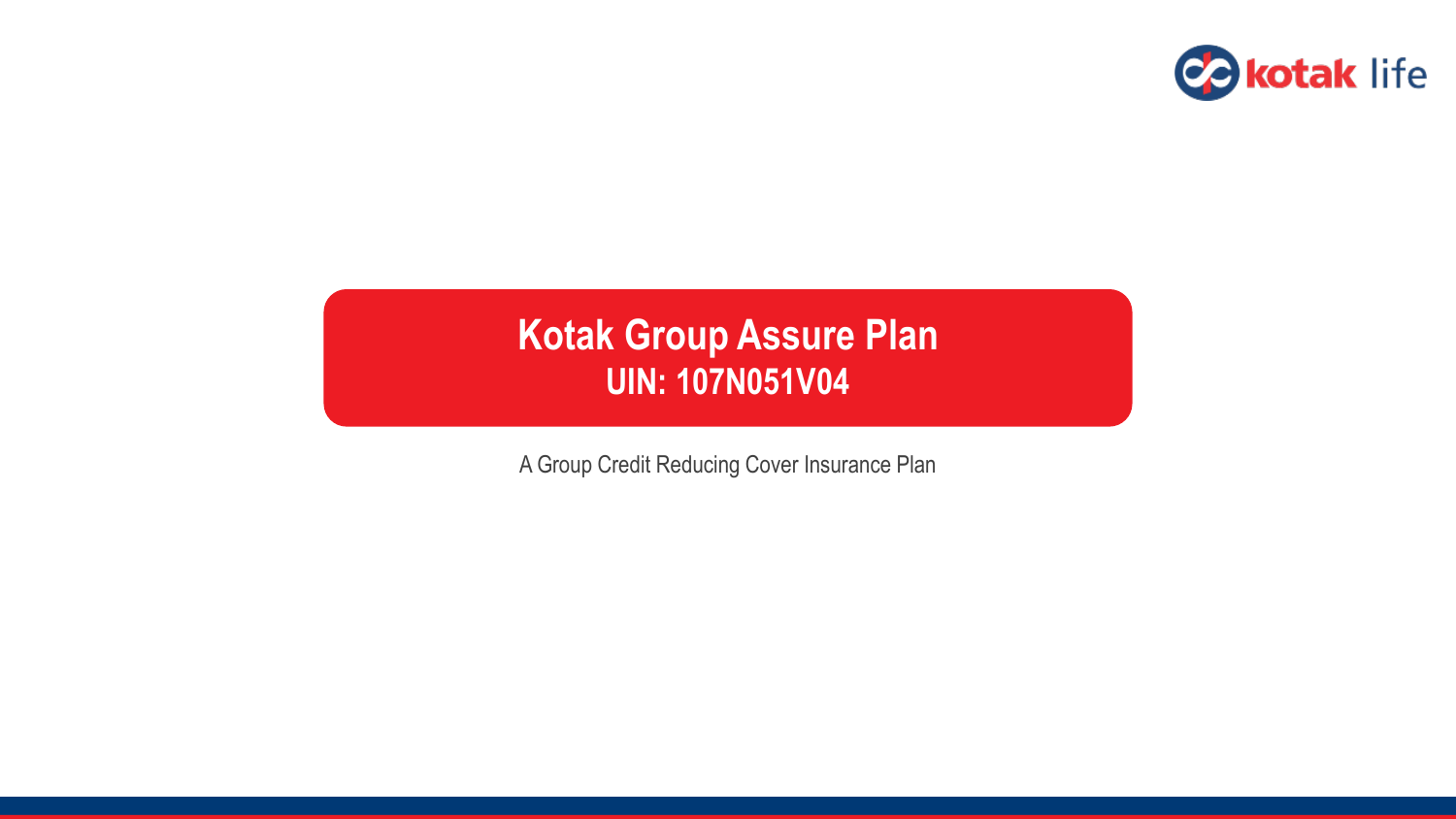# Kotak Group Assure Plan

## UIN: 107N051V04

A Group Credit Reducing Cover Insurance Plan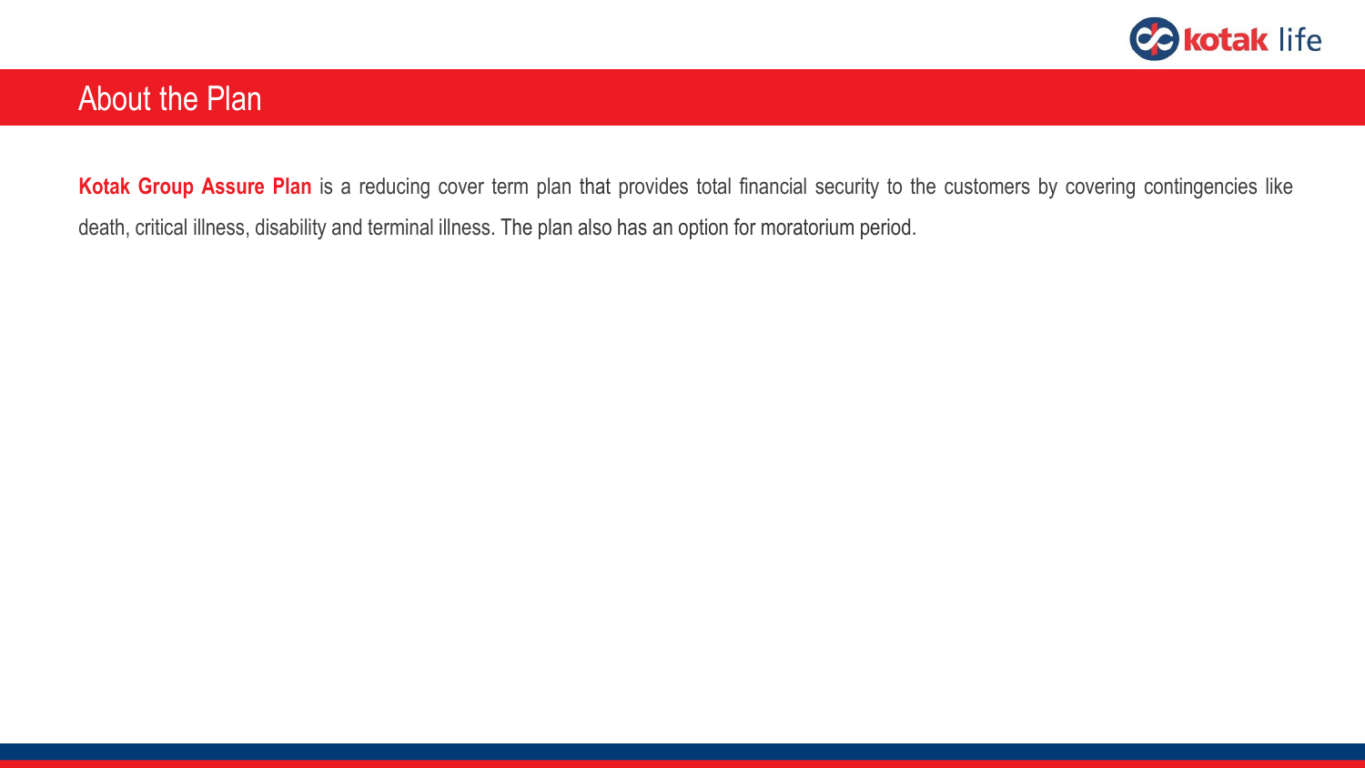# About the Plan

**Kotak Group Assure Plan** is a reducing cover term plan that provides total financial security to the customers by covering contingencies like death, critical illness, disability and terminal illness. The plan also has an option for moratorium period.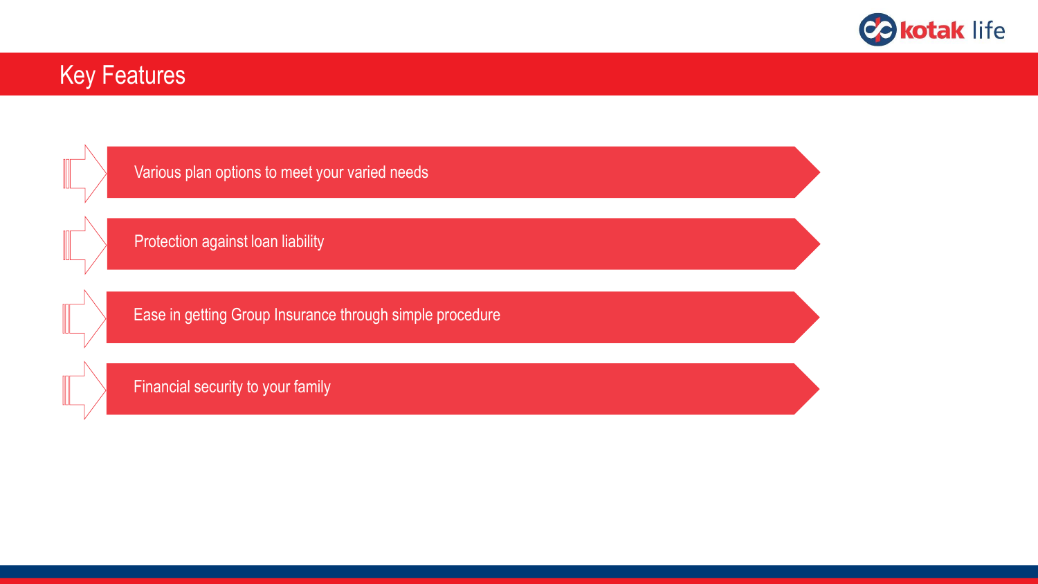# Key Features

- Various plan options to meet your varied needs
- Protection against loan liability
- Ease in getting Group Insurance through simple procedure
- Financial security to your family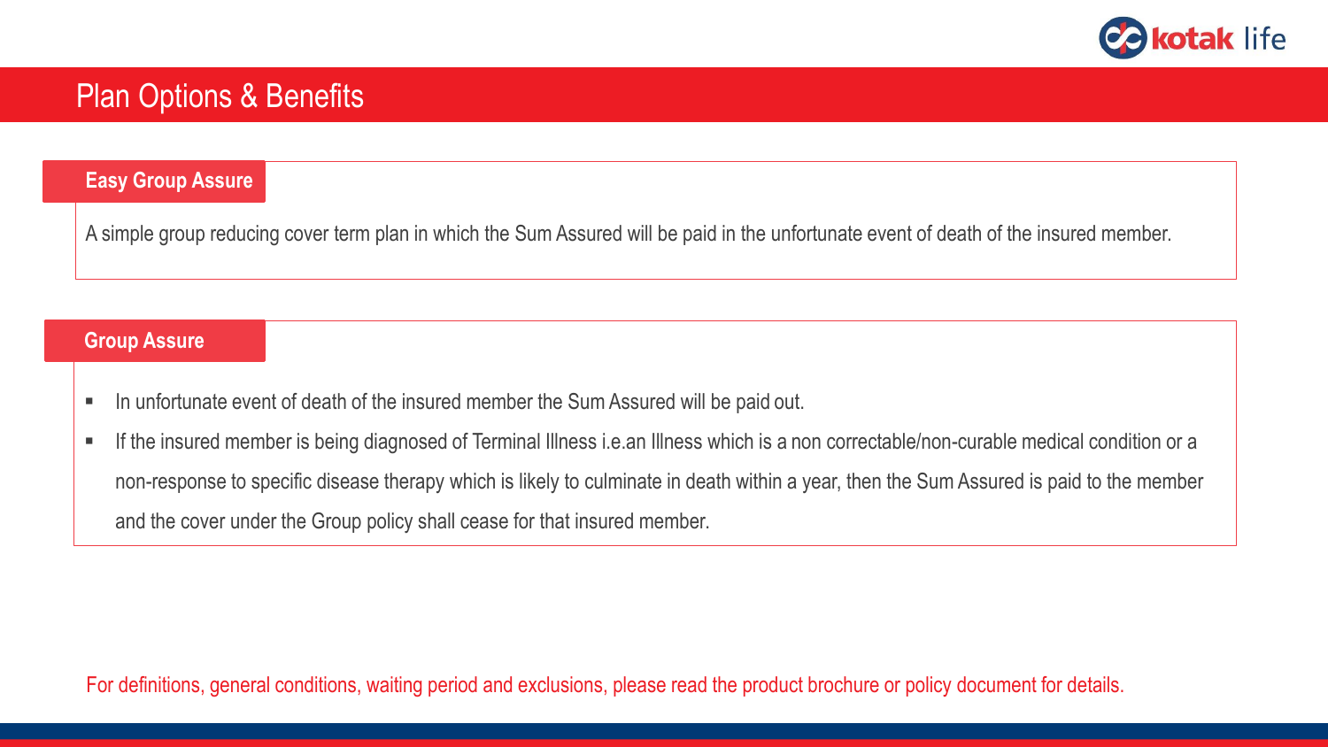# Plan Options & Benefits

## Easy Group Assure

A simple group reducing cover term plan in which the Sum Assured will be paid in the unfortunate event of death of the insured member.

## Group Assure

- In unfortunate event of death of the insured member the Sum Assured will be paid out.
- If the insured member is being diagnosed of Terminal Illness i.e.an Illness which is a non correctable/non-curable medical condition or a non-response to specific disease therapy which is likely to culminate in death within a year, then the Sum Assured is paid to the member and the cover under the Group policy shall cease for that insured member.

For definitions, general conditions, waiting period and exclusions, please read the product brochure or policy document for details.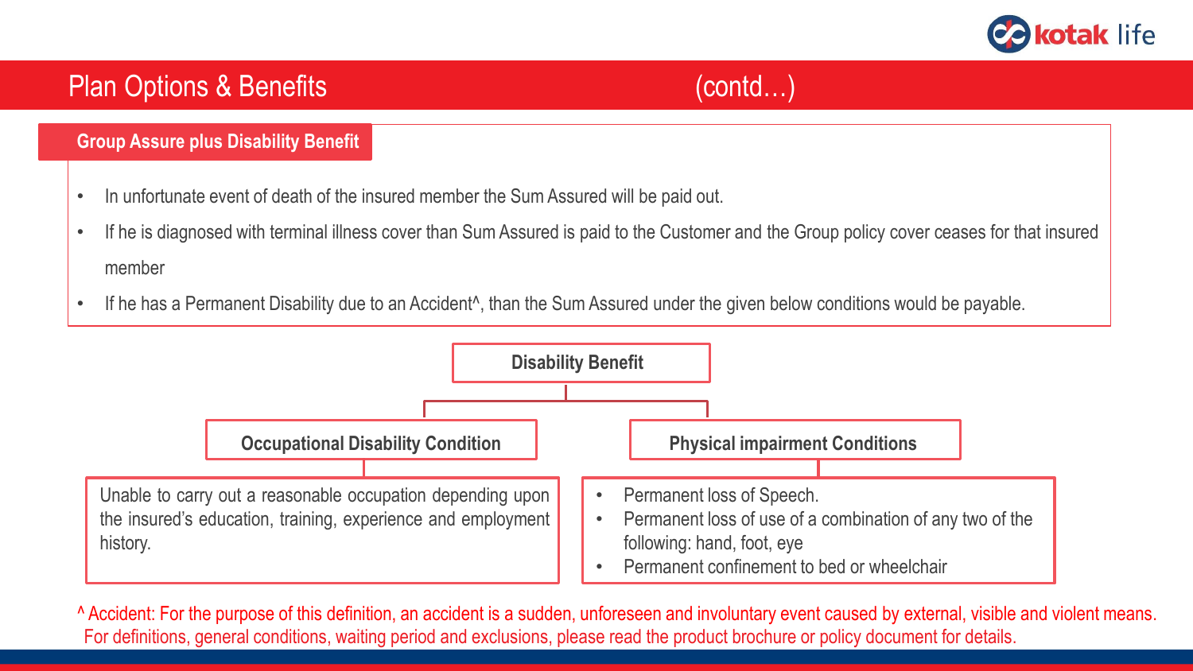# Plan Options & Benefits (contd…)

## Group Assure plus Disability Benefit

- In unfortunate event of death of the insured member the Sum Assured will be paid out.
- If he is diagnosed with terminal illness cover than Sum Assured is paid to the Customer and the Group policy cover ceases for that insured member
- If he has a Permanent Disability due to an Accident^, than the Sum Assured under the given below conditions would be payable.

### Disability Benefit

**Occupational Disability Condition**

Unable to carry out a reasonable occupation depending upon the insured's education, training, experience and employment history.

**Physical impairment Conditions**

- Permanent loss of Speech.
- Permanent loss of use of a combination of any two of the following: hand, foot, eye
- Permanent confinement to bed or wheelchair

^ Accident: For the purpose of this definition, an accident is a sudden, unforeseen and involuntary event caused by external, visible and violent means.
For definitions, general conditions, waiting period and exclusions, please read the product brochure or policy document for details.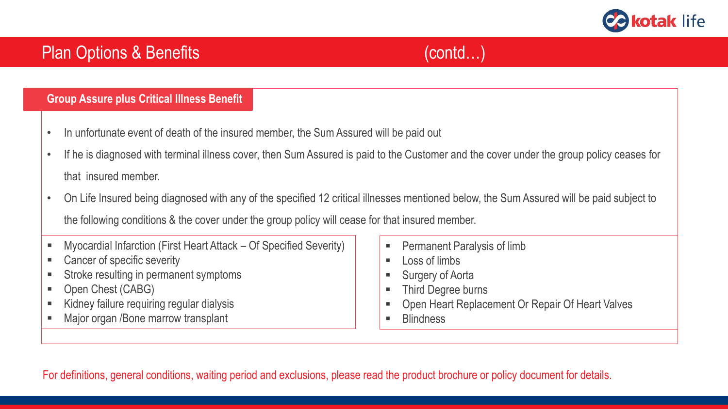# Plan Options & Benefits (contd…)

## Group Assure plus Critical Illness Benefit

- In unfortunate event of death of the insured member, the Sum Assured will be paid out
- If he is diagnosed with terminal illness cover, then Sum Assured is paid to the Customer and the cover under the group policy ceases for that insured member.
- On Life Insured being diagnosed with any of the specified 12 critical illnesses mentioned below, the Sum Assured will be paid subject to the following conditions & the cover under the group policy will cease for that insured member.

- Myocardial Infarction (First Heart Attack – Of Specified Severity)
- Cancer of specific severity
- Stroke resulting in permanent symptoms
- Open Chest (CABG)
- Kidney failure requiring regular dialysis
- Major organ /Bone marrow transplant
- Permanent Paralysis of limb
- Loss of limbs
- Surgery of Aorta
- Third Degree burns
- Open Heart Replacement Or Repair Of Heart Valves
- Blindness

For definitions, general conditions, waiting period and exclusions, please read the product brochure or policy document for details.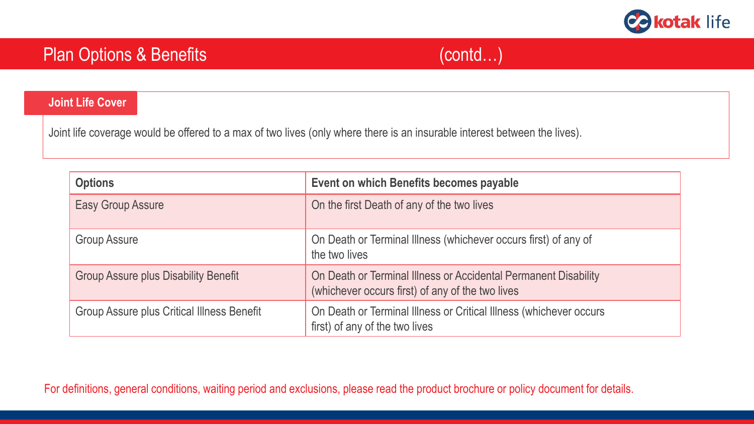# Plan Options & Benefits (contd…)

## Joint Life Cover

Joint life coverage would be offered to a max of two lives (only where there is an insurable interest between the lives).

| Options | Event on which Benefits becomes payable |
|---|---|
| Easy Group Assure | On the first Death of any of the two lives |
| Group Assure | On Death or Terminal Illness (whichever occurs first) of any of the two lives |
| Group Assure plus Disability Benefit | On Death or Terminal Illness or Accidental Permanent Disability (whichever occurs first) of any of the two lives |
| Group Assure plus Critical Illness Benefit | On Death or Terminal Illness or Critical Illness (whichever occurs first) of any of the two lives |

For definitions, general conditions, waiting period and exclusions, please read the product brochure or policy document for details.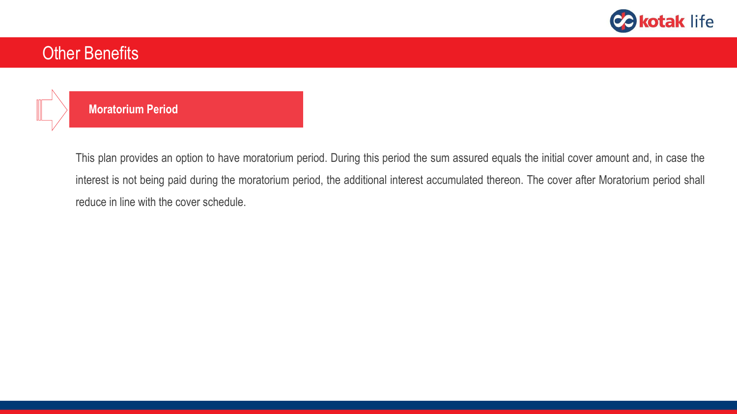# Other Benefits

## Moratorium Period

This plan provides an option to have moratorium period. During this period the sum assured equals the initial cover amount and, in case the interest is not being paid during the moratorium period, the additional interest accumulated thereon. The cover after Moratorium period shall reduce in line with the cover schedule.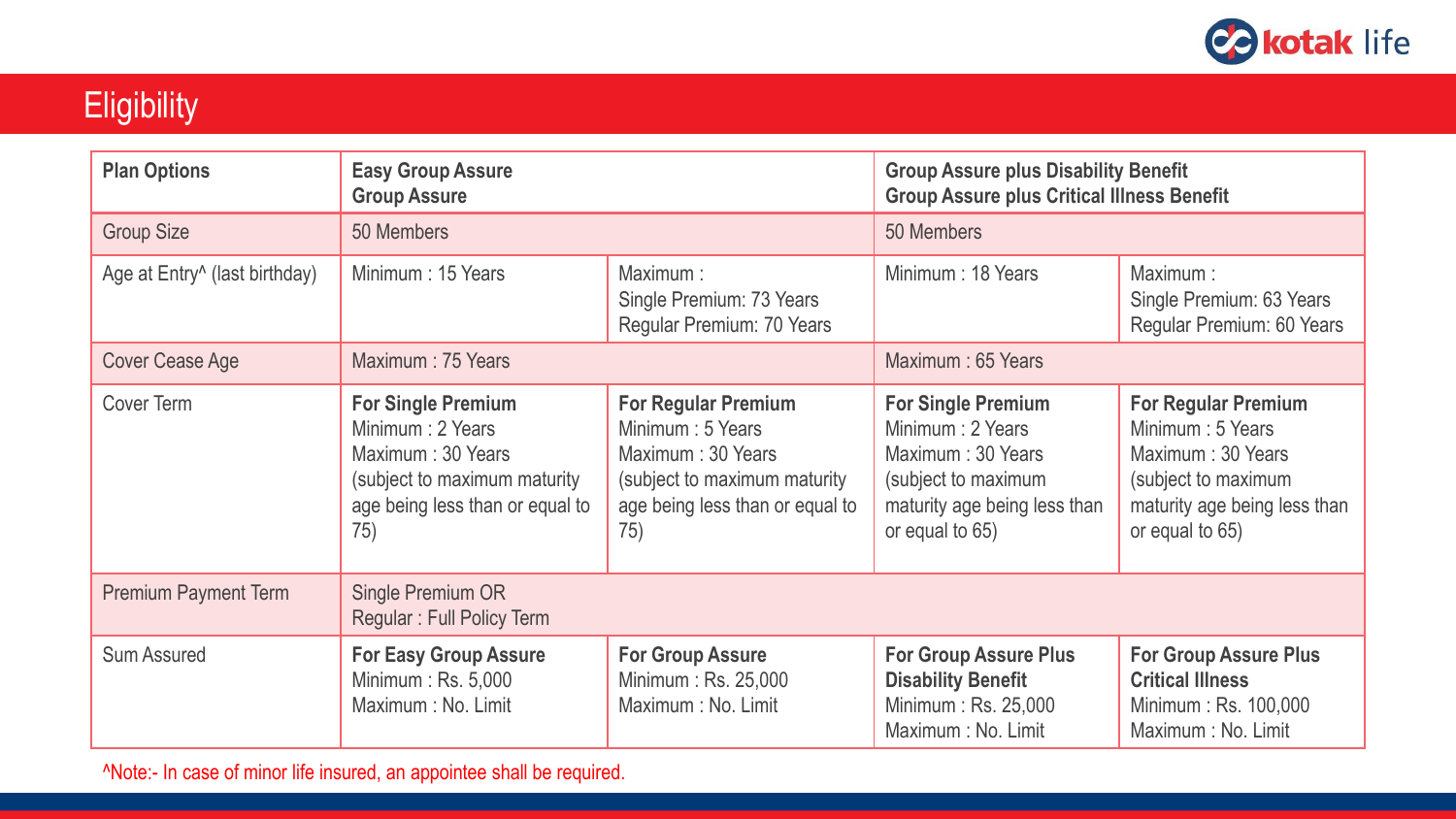# Eligibility

| Plan Options | Easy Group Assure<br>Group Assure | | Group Assure plus Disability Benefit<br>Group Assure plus Critical Illness Benefit | |
|---|---|---|---|---|
| Group Size | 50 Members | | 50 Members | |
| Age at Entry^ (last birthday) | Minimum : 15 Years | Maximum :<br>Single Premium: 73 Years<br>Regular Premium: 70 Years | Minimum : 18 Years | Maximum :<br>Single Premium: 63 Years<br>Regular Premium: 60 Years |
| Cover Cease Age | Maximum : 75 Years | | Maximum : 65 Years | |
| Cover Term | **For Single Premium**<br>Minimum : 2 Years<br>Maximum : 30 Years<br>(subject to maximum maturity age being less than or equal to 75) | **For Regular Premium**<br>Minimum : 5 Years<br>Maximum : 30 Years<br>(subject to maximum maturity age being less than or equal to 75) | **For Single Premium**<br>Minimum : 2 Years<br>Maximum : 30 Years<br>(subject to maximum maturity age being less than or equal to 65) | **For Regular Premium**<br>Minimum : 5 Years<br>Maximum : 30 Years<br>(subject to maximum maturity age being less than or equal to 65) |
| Premium Payment Term | Single Premium OR<br>Regular : Full Policy Term | | | |
| Sum Assured | **For Easy Group Assure**<br>Minimum : Rs. 5,000<br>Maximum : No. Limit | **For Group Assure**<br>Minimum : Rs. 25,000<br>Maximum : No. Limit | **For Group Assure Plus Disability Benefit**<br>Minimum : Rs. 25,000<br>Maximum : No. Limit | **For Group Assure Plus Critical Illness**<br>Minimum : Rs. 100,000<br>Maximum : No. Limit |

^Note:- In case of minor life insured, an appointee shall be required.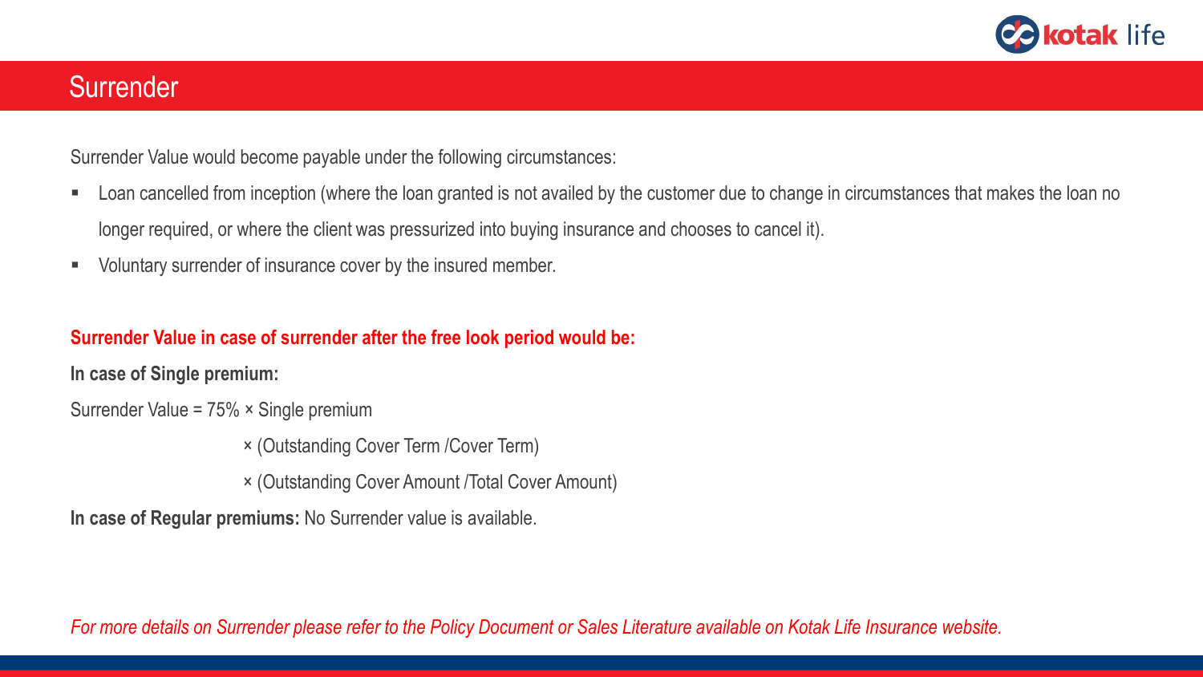## Surrender

Surrender Value would become payable under the following circumstances:

- Loan cancelled from inception (where the loan granted is not availed by the customer due to change in circumstances that makes the loan no longer required, or where the client was pressurized into buying insurance and chooses to cancel it).
- Voluntary surrender of insurance cover by the insured member.

**Surrender Value in case of surrender after the free look period would be:**

**In case of Single premium:**

Surrender Value = 75% × Single premium

× (Outstanding Cover Term /Cover Term)

× (Outstanding Cover Amount /Total Cover Amount)

**In case of Regular premiums:** No Surrender value is available.

*For more details on Surrender please refer to the Policy Document or Sales Literature available on Kotak Life Insurance website.*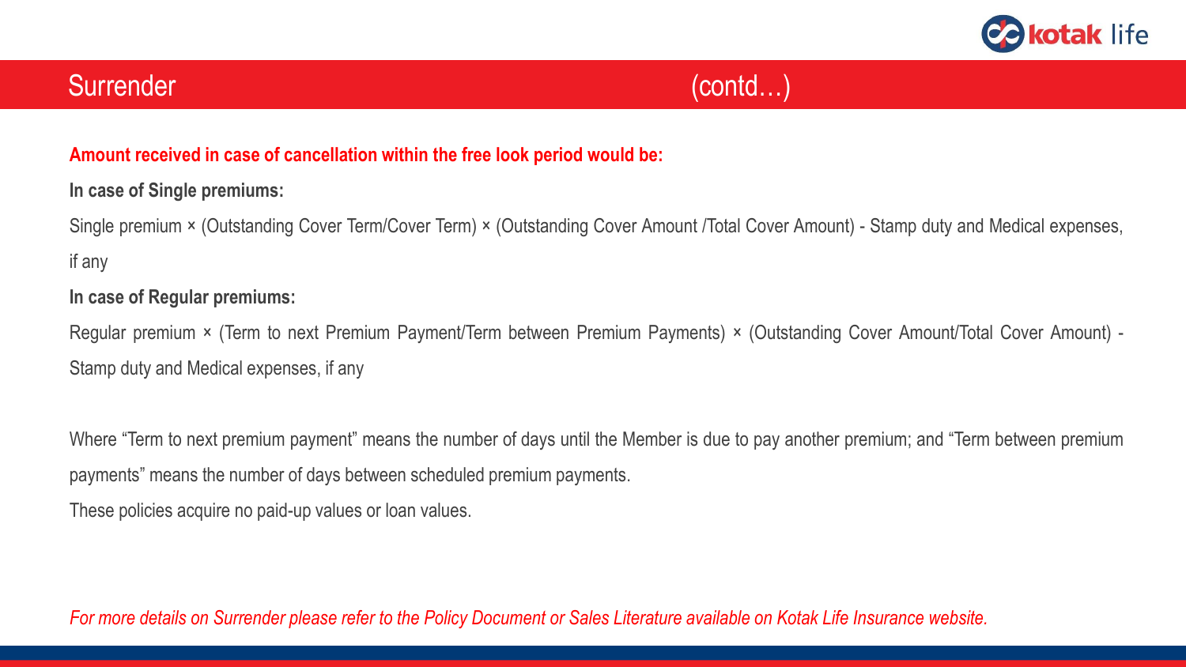## Surrender (contd…)

**Amount received in case of cancellation within the free look period would be:**

**In case of Single premiums:**

Single premium × (Outstanding Cover Term/Cover Term) × (Outstanding Cover Amount /Total Cover Amount) - Stamp duty and Medical expenses, if any

**In case of Regular premiums:**

Regular premium × (Term to next Premium Payment/Term between Premium Payments) × (Outstanding Cover Amount/Total Cover Amount) - Stamp duty and Medical expenses, if any

Where "Term to next premium payment" means the number of days until the Member is due to pay another premium; and "Term between premium payments" means the number of days between scheduled premium payments.

These policies acquire no paid-up values or loan values.

*For more details on Surrender please refer to the Policy Document or Sales Literature available on Kotak Life Insurance website.*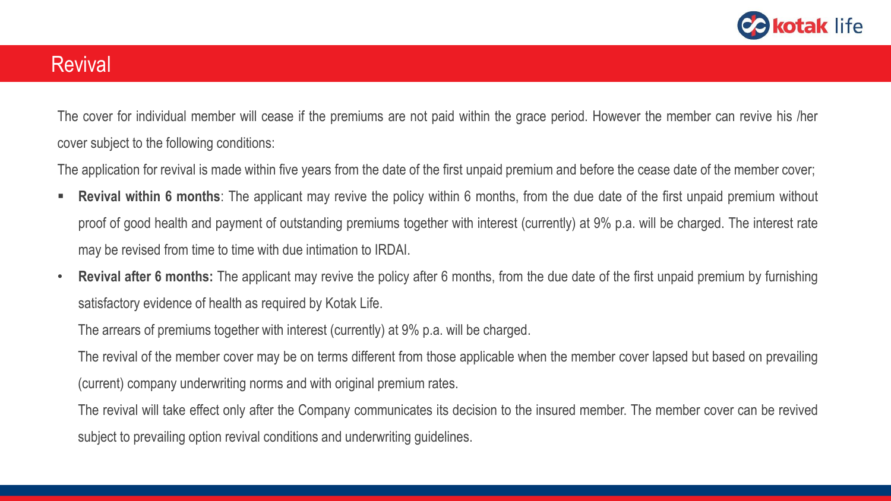# Revival

The cover for individual member will cease if the premiums are not paid within the grace period. However the member can revive his /her cover subject to the following conditions:

The application for revival is made within five years from the date of the first unpaid premium and before the cease date of the member cover;

- **Revival within 6 months**: The applicant may revive the policy within 6 months, from the due date of the first unpaid premium without proof of good health and payment of outstanding premiums together with interest (currently) at 9% p.a. will be charged. The interest rate may be revised from time to time with due intimation to IRDAI.
- **Revival after 6 months:** The applicant may revive the policy after 6 months, from the due date of the first unpaid premium by furnishing satisfactory evidence of health as required by Kotak Life.

  The arrears of premiums together with interest (currently) at 9% p.a. will be charged.

  The revival of the member cover may be on terms different from those applicable when the member cover lapsed but based on prevailing (current) company underwriting norms and with original premium rates.

  The revival will take effect only after the Company communicates its decision to the insured member. The member cover can be revived subject to prevailing option revival conditions and underwriting guidelines.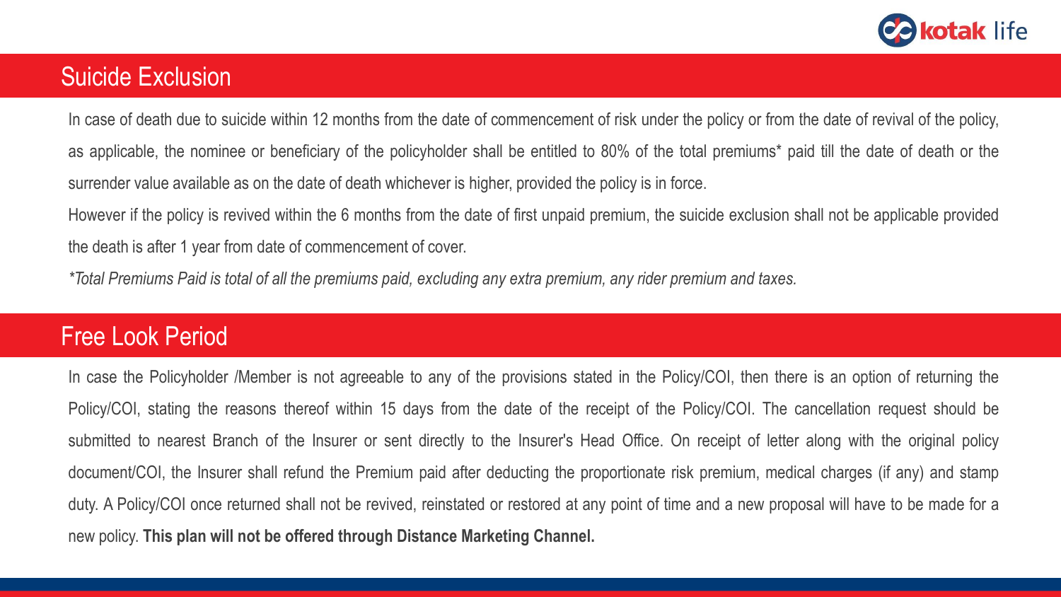## Suicide Exclusion

In case of death due to suicide within 12 months from the date of commencement of risk under the policy or from the date of revival of the policy, as applicable, the nominee or beneficiary of the policyholder shall be entitled to 80% of the total premiums* paid till the date of death or the surrender value available as on the date of death whichever is higher, provided the policy is in force.

However if the policy is revived within the 6 months from the date of first unpaid premium, the suicide exclusion shall not be applicable provided the death is after 1 year from date of commencement of cover.

*\*Total Premiums Paid is total of all the premiums paid, excluding any extra premium, any rider premium and taxes.*

## Free Look Period

In case the Policyholder /Member is not agreeable to any of the provisions stated in the Policy/COI, then there is an option of returning the Policy/COI, stating the reasons thereof within 15 days from the date of the receipt of the Policy/COI. The cancellation request should be submitted to nearest Branch of the Insurer or sent directly to the Insurer's Head Office. On receipt of letter along with the original policy document/COI, the Insurer shall refund the Premium paid after deducting the proportionate risk premium, medical charges (if any) and stamp duty. A Policy/COI once returned shall not be revived, reinstated or restored at any point of time and a new proposal will have to be made for a new policy. **This plan will not be offered through Distance Marketing Channel.**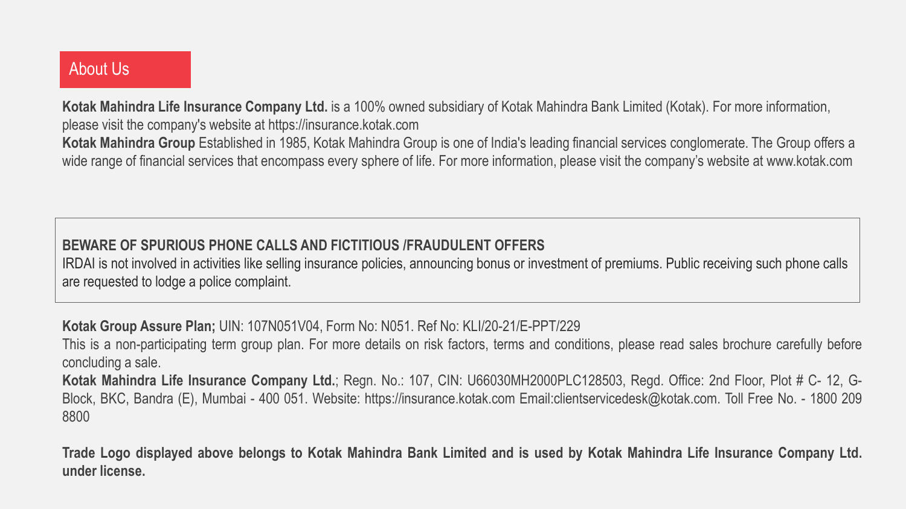## About Us

**Kotak Mahindra Life Insurance Company Ltd.** is a 100% owned subsidiary of Kotak Mahindra Bank Limited (Kotak). For more information, please visit the company's website at https://insurance.kotak.com
**Kotak Mahindra Group** Established in 1985, Kotak Mahindra Group is one of India's leading financial services conglomerate. The Group offers a wide range of financial services that encompass every sphere of life. For more information, please visit the company's website at www.kotak.com

**BEWARE OF SPURIOUS PHONE CALLS AND FICTITIOUS /FRAUDULENT OFFERS**
IRDAI is not involved in activities like selling insurance policies, announcing bonus or investment of premiums. Public receiving such phone calls are requested to lodge a police complaint.

**Kotak Group Assure Plan;** UIN: 107N051V04, Form No: N051. Ref No: KLI/20-21/E-PPT/229
This is a non-participating term group plan. For more details on risk factors, terms and conditions, please read sales brochure carefully before concluding a sale.
**Kotak Mahindra Life Insurance Company Ltd.**; Regn. No.: 107, CIN: U66030MH2000PLC128503, Regd. Office: 2nd Floor, Plot # C- 12, G-Block, BKC, Bandra (E), Mumbai - 400 051. Website: https://insurance.kotak.com Email:clientservicedesk@kotak.com. Toll Free No. - 1800 209 8800

**Trade Logo displayed above belongs to Kotak Mahindra Bank Limited and is used by Kotak Mahindra Life Insurance Company Ltd. under license.**